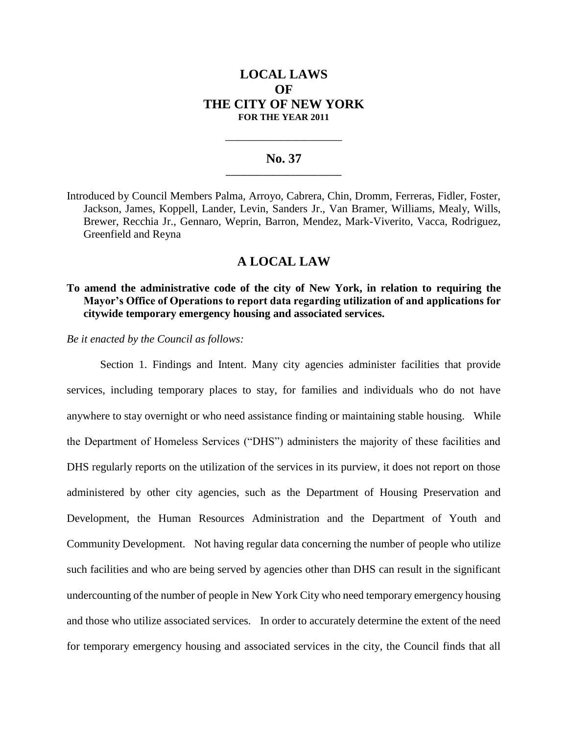# LOCAL LAWS
# OF
# THE CITY OF NEW YORK
**FOR THE YEAR 2011**

---

## No. 37

---

Introduced by Council Members Palma, Arroyo, Cabrera, Chin, Dromm, Ferreras, Fidler, Foster, Jackson, James, Koppell, Lander, Levin, Sanders Jr., Van Bramer, Williams, Mealy, Wills, Brewer, Recchia Jr., Gennaro, Weprin, Barron, Mendez, Mark-Viverito, Vacca, Rodriguez, Greenfield and Reyna

## A LOCAL LAW

**To amend the administrative code of the city of New York, in relation to requiring the Mayor's Office of Operations to report data regarding utilization of and applications for citywide temporary emergency housing and associated services.**

*Be it enacted by the Council as follows:*

Section 1. Findings and Intent. Many city agencies administer facilities that provide services, including temporary places to stay, for families and individuals who do not have anywhere to stay overnight or who need assistance finding or maintaining stable housing. While the Department of Homeless Services ("DHS") administers the majority of these facilities and DHS regularly reports on the utilization of the services in its purview, it does not report on those administered by other city agencies, such as the Department of Housing Preservation and Development, the Human Resources Administration and the Department of Youth and Community Development. Not having regular data concerning the number of people who utilize such facilities and who are being served by agencies other than DHS can result in the significant undercounting of the number of people in New York City who need temporary emergency housing and those who utilize associated services. In order to accurately determine the extent of the need for temporary emergency housing and associated services in the city, the Council finds that all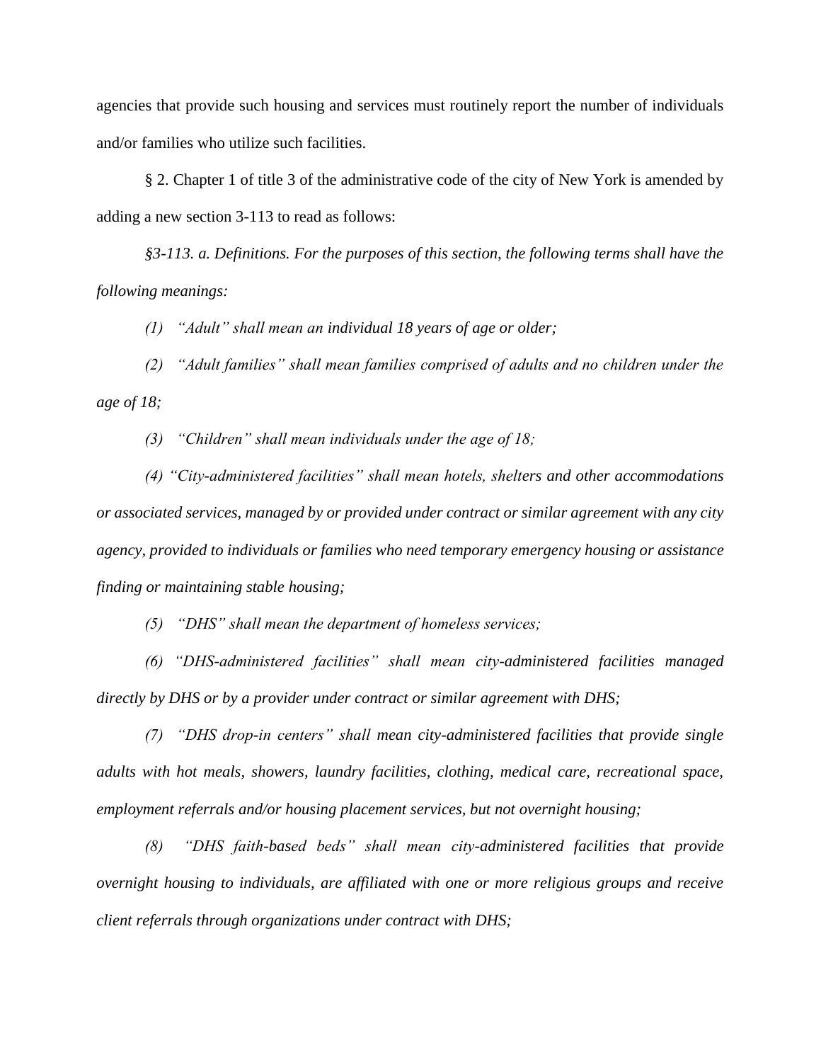agencies that provide such housing and services must routinely report the number of individuals and/or families who utilize such facilities.

§ 2. Chapter 1 of title 3 of the administrative code of the city of New York is amended by adding a new section 3-113 to read as follows:

*§3-113. a. Definitions. For the purposes of this section, the following terms shall have the following meanings:*

*(1) "Adult" shall mean an individual 18 years of age or older;*

*(2) "Adult families" shall mean families comprised of adults and no children under the age of 18;*

*(3) "Children" shall mean individuals under the age of 18;*

*(4) "City-administered facilities" shall mean hotels, shelters and other accommodations or associated services, managed by or provided under contract or similar agreement with any city agency, provided to individuals or families who need temporary emergency housing or assistance finding or maintaining stable housing;*

*(5) "DHS" shall mean the department of homeless services;*

*(6) "DHS-administered facilities" shall mean city-administered facilities managed directly by DHS or by a provider under contract or similar agreement with DHS;*

*(7) "DHS drop-in centers" shall mean city-administered facilities that provide single adults with hot meals, showers, laundry facilities, clothing, medical care, recreational space, employment referrals and/or housing placement services, but not overnight housing;*

*(8) "DHS faith-based beds" shall mean city-administered facilities that provide overnight housing to individuals, are affiliated with one or more religious groups and receive client referrals through organizations under contract with DHS;*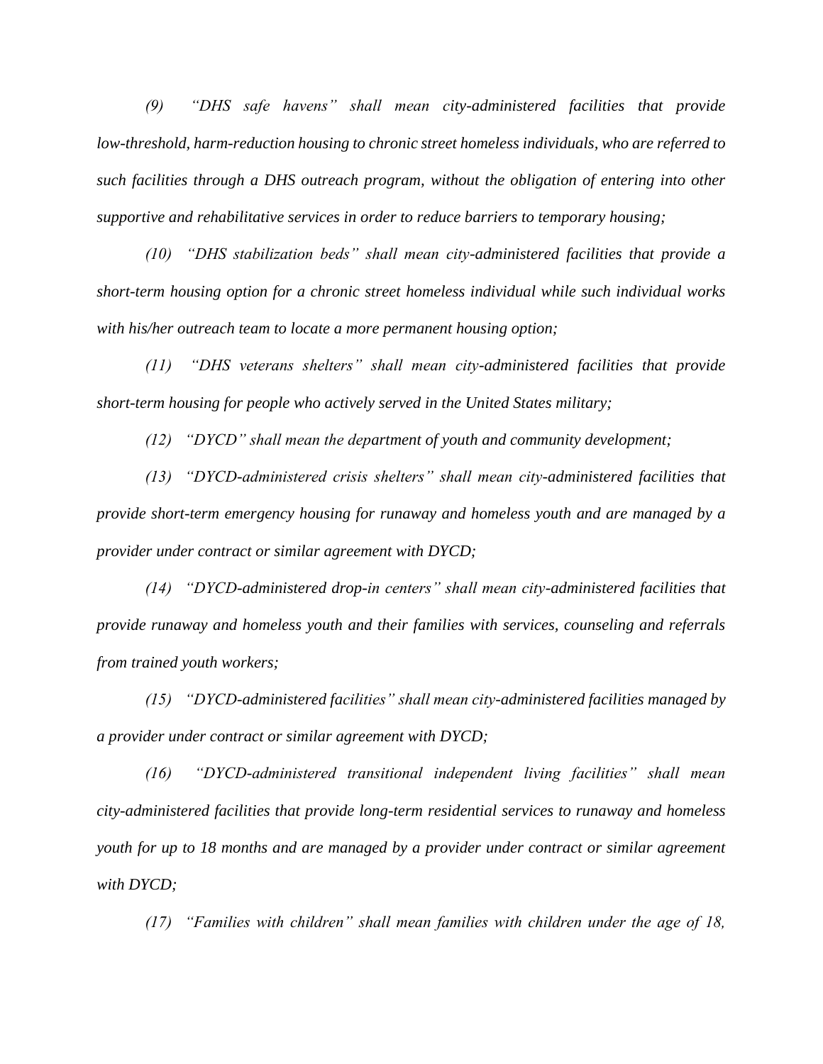*(9) "DHS safe havens" shall mean city-administered facilities that provide low-threshold, harm-reduction housing to chronic street homeless individuals, who are referred to such facilities through a DHS outreach program, without the obligation of entering into other supportive and rehabilitative services in order to reduce barriers to temporary housing;*

*(10) "DHS stabilization beds" shall mean city-administered facilities that provide a short-term housing option for a chronic street homeless individual while such individual works with his/her outreach team to locate a more permanent housing option;*

*(11) "DHS veterans shelters" shall mean city-administered facilities that provide short-term housing for people who actively served in the United States military;*

*(12) "DYCD" shall mean the department of youth and community development;*

*(13) "DYCD-administered crisis shelters" shall mean city-administered facilities that provide short-term emergency housing for runaway and homeless youth and are managed by a provider under contract or similar agreement with DYCD;*

*(14) "DYCD-administered drop-in centers" shall mean city-administered facilities that provide runaway and homeless youth and their families with services, counseling and referrals from trained youth workers;*

*(15) "DYCD-administered facilities" shall mean city-administered facilities managed by a provider under contract or similar agreement with DYCD;*

*(16) "DYCD-administered transitional independent living facilities" shall mean city-administered facilities that provide long-term residential services to runaway and homeless youth for up to 18 months and are managed by a provider under contract or similar agreement with DYCD;*

*(17) "Families with children" shall mean families with children under the age of 18,*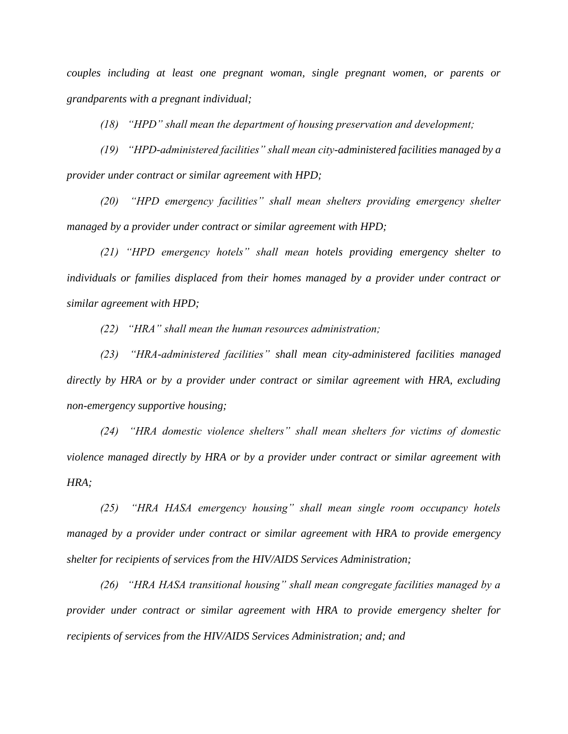*couples including at least one pregnant woman, single pregnant women, or parents or grandparents with a pregnant individual;*

*(18) "HPD" shall mean the department of housing preservation and development;*

*(19) "HPD-administered facilities" shall mean city-administered facilities managed by a provider under contract or similar agreement with HPD;*

*(20) "HPD emergency facilities" shall mean shelters providing emergency shelter managed by a provider under contract or similar agreement with HPD;*

*(21) "HPD emergency hotels" shall mean hotels providing emergency shelter to individuals or families displaced from their homes managed by a provider under contract or similar agreement with HPD;*

*(22) "HRA" shall mean the human resources administration;*

*(23) "HRA-administered facilities" shall mean city-administered facilities managed directly by HRA or by a provider under contract or similar agreement with HRA, excluding non-emergency supportive housing;*

*(24) "HRA domestic violence shelters" shall mean shelters for victims of domestic violence managed directly by HRA or by a provider under contract or similar agreement with HRA;*

*(25) "HRA HASA emergency housing" shall mean single room occupancy hotels managed by a provider under contract or similar agreement with HRA to provide emergency shelter for recipients of services from the HIV/AIDS Services Administration;*

*(26) "HRA HASA transitional housing" shall mean congregate facilities managed by a provider under contract or similar agreement with HRA to provide emergency shelter for recipients of services from the HIV/AIDS Services Administration; and; and*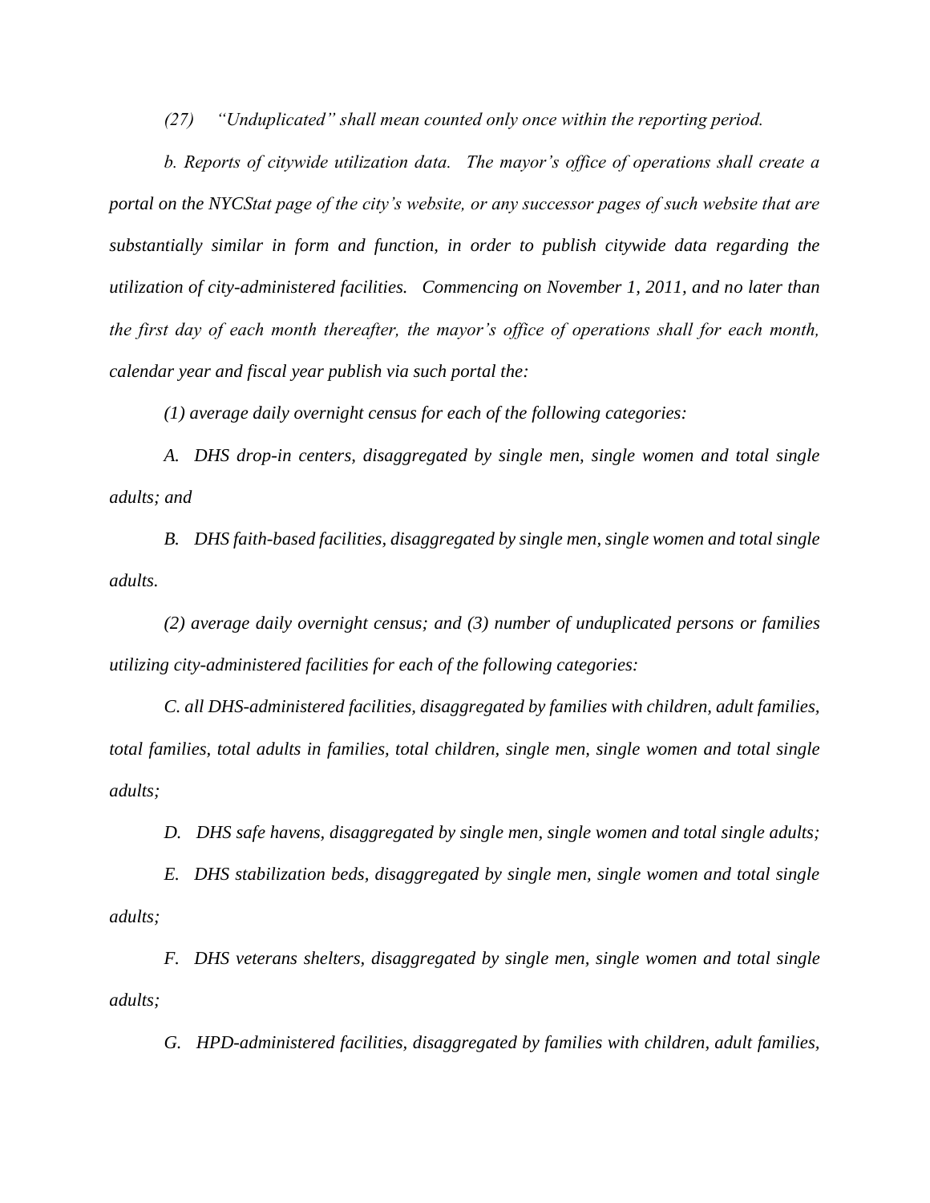*(27) "Unduplicated" shall mean counted only once within the reporting period.*

*b. Reports of citywide utilization data. The mayor's office of operations shall create a portal on the NYCStat page of the city's website, or any successor pages of such website that are substantially similar in form and function, in order to publish citywide data regarding the utilization of city-administered facilities. Commencing on November 1, 2011, and no later than the first day of each month thereafter, the mayor's office of operations shall for each month, calendar year and fiscal year publish via such portal the:*

*(1) average daily overnight census for each of the following categories:*

*A. DHS drop-in centers, disaggregated by single men, single women and total single adults; and*

*B. DHS faith-based facilities, disaggregated by single men, single women and total single adults.*

*(2) average daily overnight census; and (3) number of unduplicated persons or families utilizing city-administered facilities for each of the following categories:*

*C. all DHS-administered facilities, disaggregated by families with children, adult families, total families, total adults in families, total children, single men, single women and total single adults;*

*D. DHS safe havens, disaggregated by single men, single women and total single adults;*

*E. DHS stabilization beds, disaggregated by single men, single women and total single adults;*

*F. DHS veterans shelters, disaggregated by single men, single women and total single adults;*

*G. HPD-administered facilities, disaggregated by families with children, adult families,*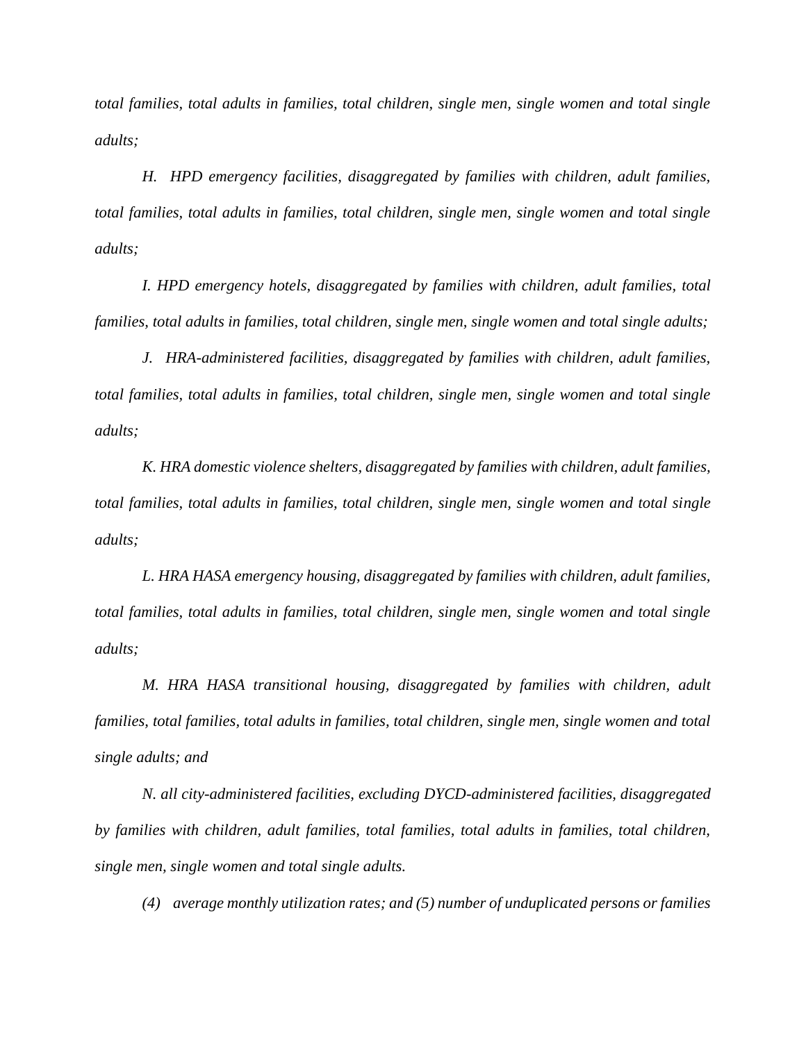*total families, total adults in families, total children, single men, single women and total single adults;*

*H. HPD emergency facilities, disaggregated by families with children, adult families, total families, total adults in families, total children, single men, single women and total single adults;*

*I. HPD emergency hotels, disaggregated by families with children, adult families, total families, total adults in families, total children, single men, single women and total single adults;*

*J. HRA-administered facilities, disaggregated by families with children, adult families, total families, total adults in families, total children, single men, single women and total single adults;*

*K. HRA domestic violence shelters, disaggregated by families with children, adult families, total families, total adults in families, total children, single men, single women and total single adults;*

*L. HRA HASA emergency housing, disaggregated by families with children, adult families, total families, total adults in families, total children, single men, single women and total single adults;*

*M. HRA HASA transitional housing, disaggregated by families with children, adult families, total families, total adults in families, total children, single men, single women and total single adults; and*

*N. all city-administered facilities, excluding DYCD-administered facilities, disaggregated by families with children, adult families, total families, total adults in families, total children, single men, single women and total single adults.*

*(4) average monthly utilization rates; and (5) number of unduplicated persons or families*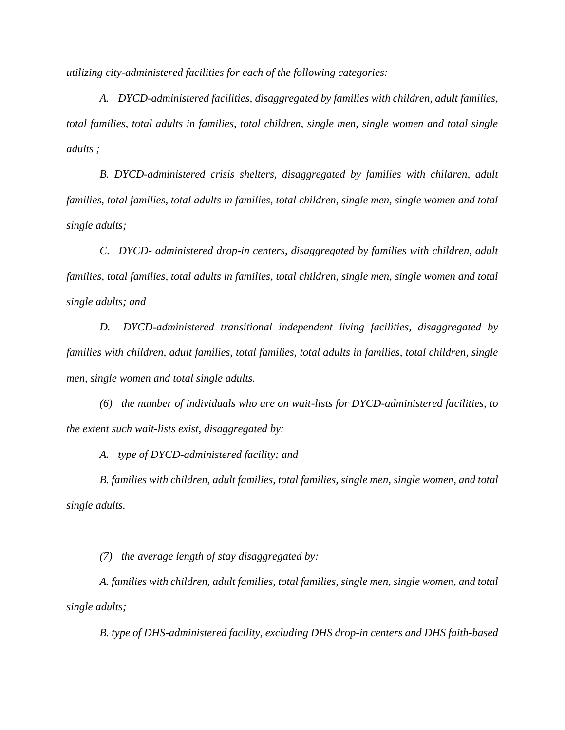*utilizing city-administered facilities for each of the following categories:*

*A. DYCD-administered facilities, disaggregated by families with children, adult families, total families, total adults in families, total children, single men, single women and total single adults ;*

*B. DYCD-administered crisis shelters, disaggregated by families with children, adult families, total families, total adults in families, total children, single men, single women and total single adults;*

*C. DYCD- administered drop-in centers, disaggregated by families with children, adult families, total families, total adults in families, total children, single men, single women and total single adults; and*

*D. DYCD-administered transitional independent living facilities, disaggregated by families with children, adult families, total families, total adults in families, total children, single men, single women and total single adults.*

*(6) the number of individuals who are on wait-lists for DYCD-administered facilities, to the extent such wait-lists exist, disaggregated by:*

*A. type of DYCD-administered facility; and*

*B. families with children, adult families, total families, single men, single women, and total single adults.*

*(7) the average length of stay disaggregated by:*

*A. families with children, adult families, total families, single men, single women, and total single adults;*

*B. type of DHS-administered facility, excluding DHS drop-in centers and DHS faith-based*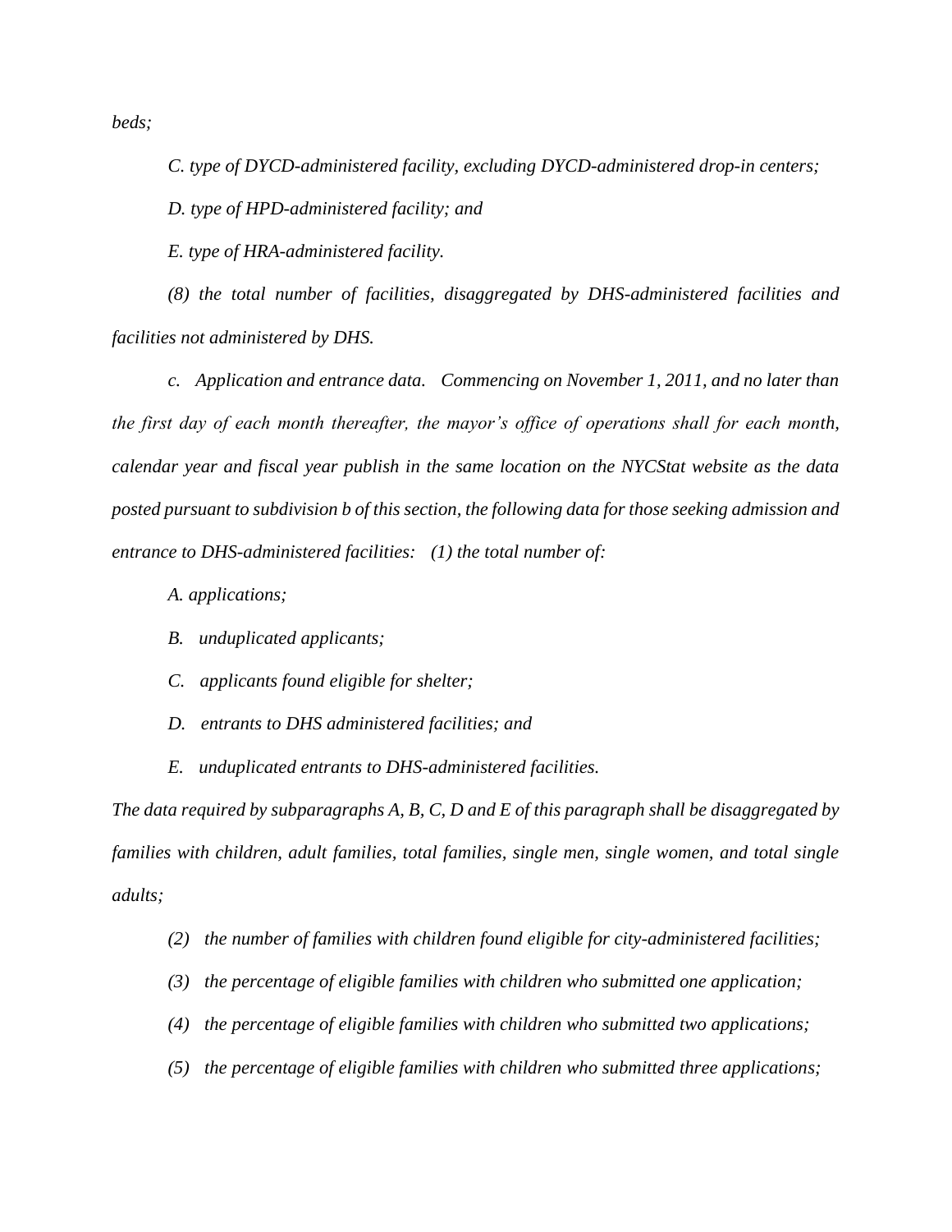*beds;*

*C. type of DYCD-administered facility, excluding DYCD-administered drop-in centers;*

*D. type of HPD-administered facility; and*

*E. type of HRA-administered facility.*

*(8) the total number of facilities, disaggregated by DHS-administered facilities and facilities not administered by DHS.*

*c. Application and entrance data. Commencing on November 1, 2011, and no later than the first day of each month thereafter, the mayor's office of operations shall for each month, calendar year and fiscal year publish in the same location on the NYCStat website as the data posted pursuant to subdivision b of this section, the following data for those seeking admission and entrance to DHS-administered facilities: (1) the total number of:*

*A. applications;*

*B. unduplicated applicants;*

*C. applicants found eligible for shelter;*

*D. entrants to DHS administered facilities; and*

*E. unduplicated entrants to DHS-administered facilities.*

*The data required by subparagraphs A, B, C, D and E of this paragraph shall be disaggregated by families with children, adult families, total families, single men, single women, and total single adults;*

*(2) the number of families with children found eligible for city-administered facilities;*

*(3) the percentage of eligible families with children who submitted one application;*

*(4) the percentage of eligible families with children who submitted two applications;*

*(5) the percentage of eligible families with children who submitted three applications;*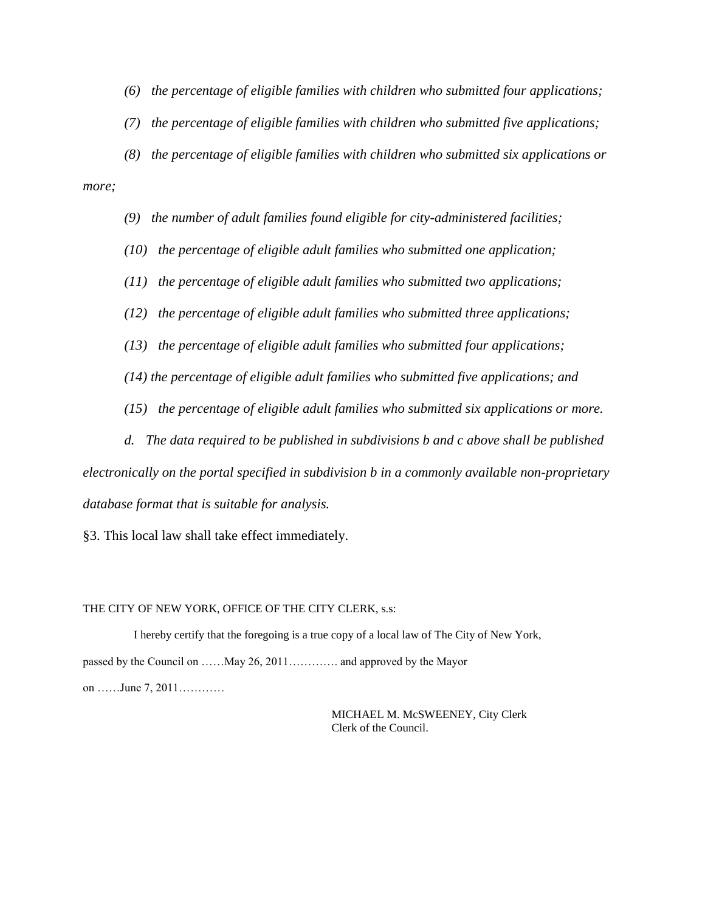*(6) the percentage of eligible families with children who submitted four applications;*

*(7) the percentage of eligible families with children who submitted five applications;*

*(8) the percentage of eligible families with children who submitted six applications or more;*

*(9) the number of adult families found eligible for city-administered facilities;*

*(10) the percentage of eligible adult families who submitted one application;*

*(11) the percentage of eligible adult families who submitted two applications;*

*(12) the percentage of eligible adult families who submitted three applications;*

*(13) the percentage of eligible adult families who submitted four applications;*

*(14) the percentage of eligible adult families who submitted five applications; and*

*(15) the percentage of eligible adult families who submitted six applications or more.*

*d. The data required to be published in subdivisions b and c above shall be published electronically on the portal specified in subdivision b in a commonly available non-proprietary database format that is suitable for analysis.*

§3. This local law shall take effect immediately.

THE CITY OF NEW YORK, OFFICE OF THE CITY CLERK, s.s:

I hereby certify that the foregoing is a true copy of a local law of The City of New York, passed by the Council on ……May 26, 2011…………. and approved by the Mayor on ……June 7, 2011…………

MICHAEL M. McSWEENEY, City Clerk
Clerk of the Council.